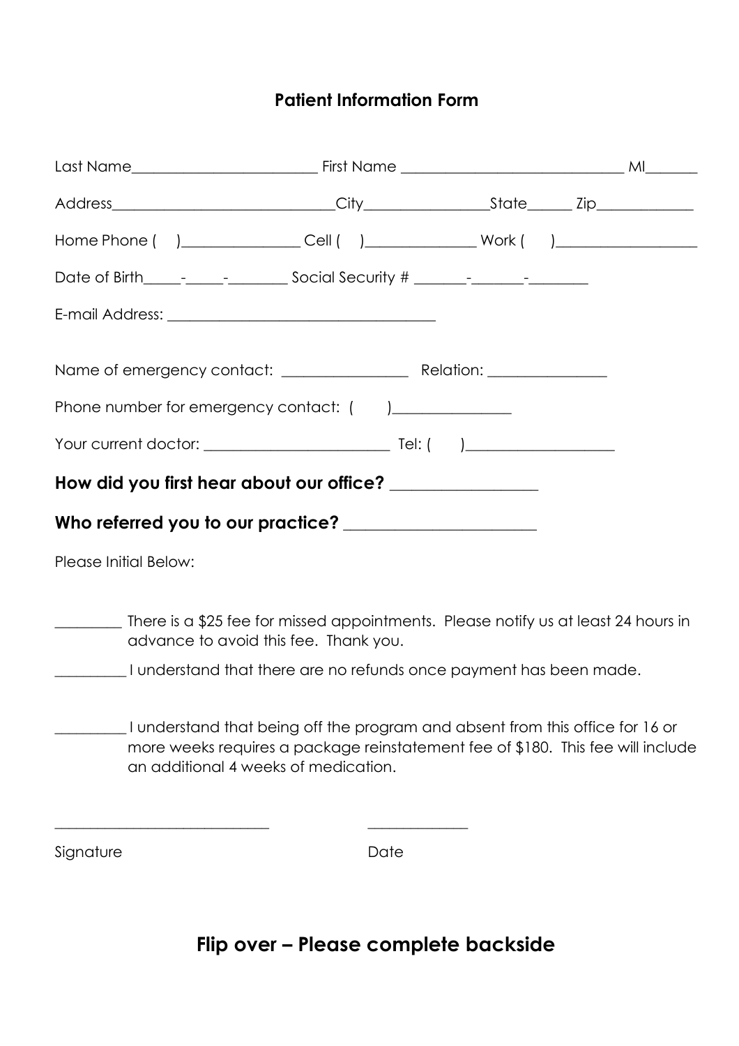# Patient Information Form

Last Name_________________________ First Name ______________________________ MI_______

Address_____________________________City________________State______ Zip____________

Home Phone (    )_______________ Cell (    )______________ Work (     )_________________

Date of Birth_____-_____-________ Social Security # _______-_______-________

E-mail Address: ____________________________________

Name of emergency contact: _________________ Relation: _______________

Phone number for emergency contact: (       )_______________

Your current doctor: _________________________ Tel: (      )___________________

**How did you first hear about our office?** __________________

**Who referred you to our practice?** _______________________

Please Initial Below:

_________ There is a $25 fee for missed appointments. Please notify us at least 24 hours in advance to avoid this fee. Thank you.

_________ I understand that there are no refunds once payment has been made.

_________ I understand that being off the program and absent from this office for 16 or more weeks requires a package reinstatement fee of $180. This fee will include an additional 4 weeks of medication.

_____________________________          _____________

Signature                                                  Date

## Flip over – Please complete backside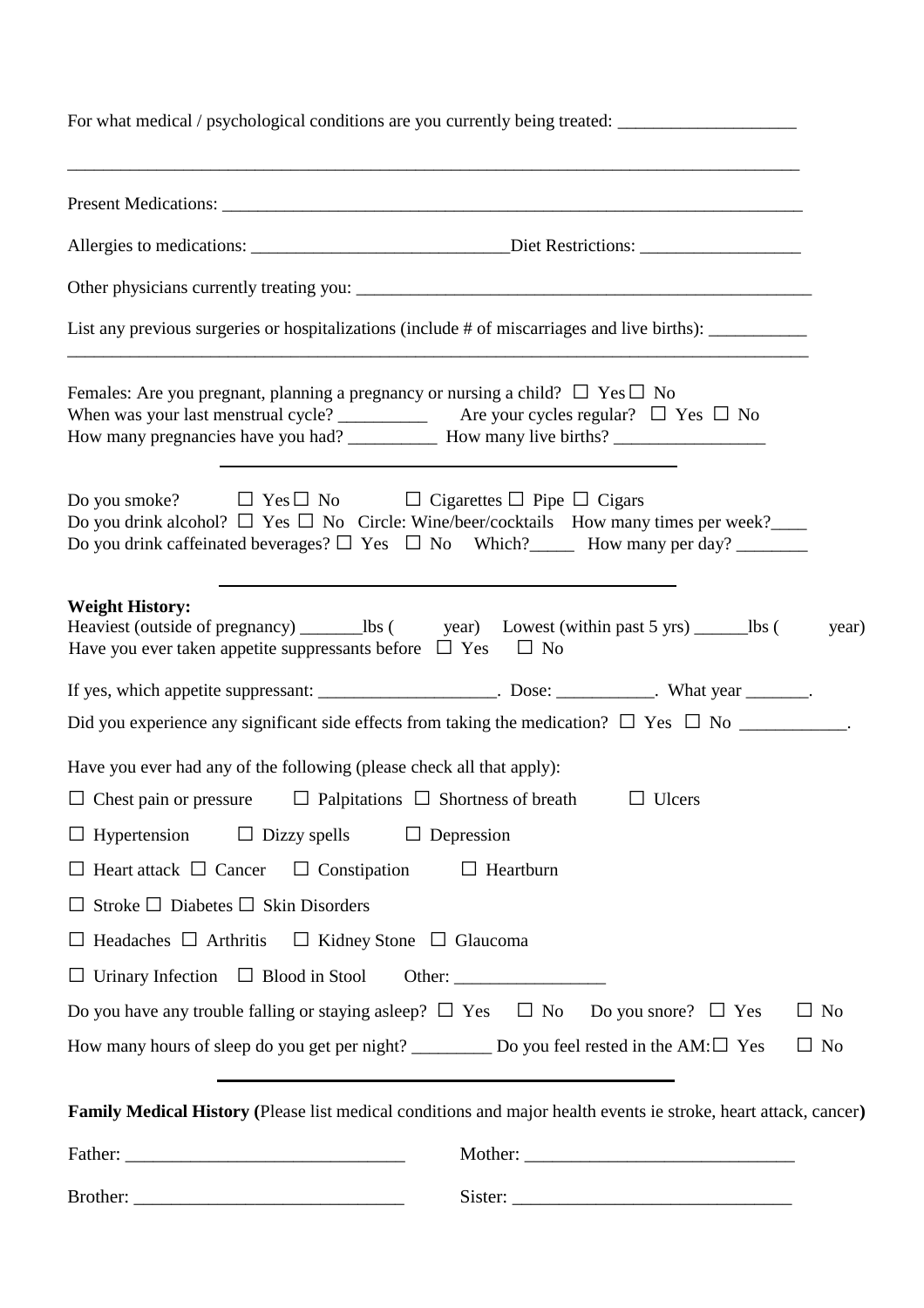For what medical / psychological conditions are you currently being treated: ____________________

________________________________________________________________________________________

Present Medications: ____________________________________________________________________

Allergies to medications: _____________________________Diet Restrictions: __________________

Other physicians currently treating you: _______________________________________________________

List any previous surgeries or hospitalizations (include # of miscarriages and live births): ___________

________________________________________________________________________________________

Females: Are you pregnant, planning a pregnancy or nursing a child? ☐ Yes ☐ No
When was your last menstrual cycle? __________ Are your cycles regular? ☐ Yes ☐ No
How many pregnancies have you had? __________ How many live births? _________________

---

Do you smoke? ☐ Yes ☐ No ☐ Cigarettes ☐ Pipe ☐ Cigars
Do you drink alcohol? ☐ Yes ☐ No Circle: Wine/beer/cocktails How many times per week?____
Do you drink caffeinated beverages? ☐ Yes ☐ No Which?_____ How many per day? ________

---

**Weight History:**
Heaviest (outside of pregnancy) _______lbs ( year) Lowest (within past 5 yrs) ______lbs ( year)
Have you ever taken appetite suppressants before ☐ Yes ☐ No

If yes, which appetite suppressant: ____________________. Dose: ___________. What year _______.

Did you experience any significant side effects from taking the medication? ☐ Yes ☐ No ____________.

Have you ever had any of the following (please check all that apply):

☐ Chest pain or pressure ☐ Palpitations ☐ Shortness of breath ☐ Ulcers

☐ Hypertension ☐ Dizzy spells ☐ Depression

☐ Heart attack ☐ Cancer ☐ Constipation ☐ Heartburn

☐ Stroke ☐ Diabetes ☐ Skin Disorders

☐ Headaches ☐ Arthritis ☐ Kidney Stone ☐ Glaucoma

☐ Urinary Infection ☐ Blood in Stool Other: _________________

Do you have any trouble falling or staying asleep? ☐ Yes ☐ No Do you snore? ☐ Yes ☐ No

How many hours of sleep do you get per night? _________ Do you feel rested in the AM: ☐ Yes ☐ No

---

**Family Medical History (**Please list medical conditions and major health events ie stroke, heart attack, cancer**)**

Father: ______________________________ Mother: _____________________________

Brother: _____________________________ Sister: ______________________________